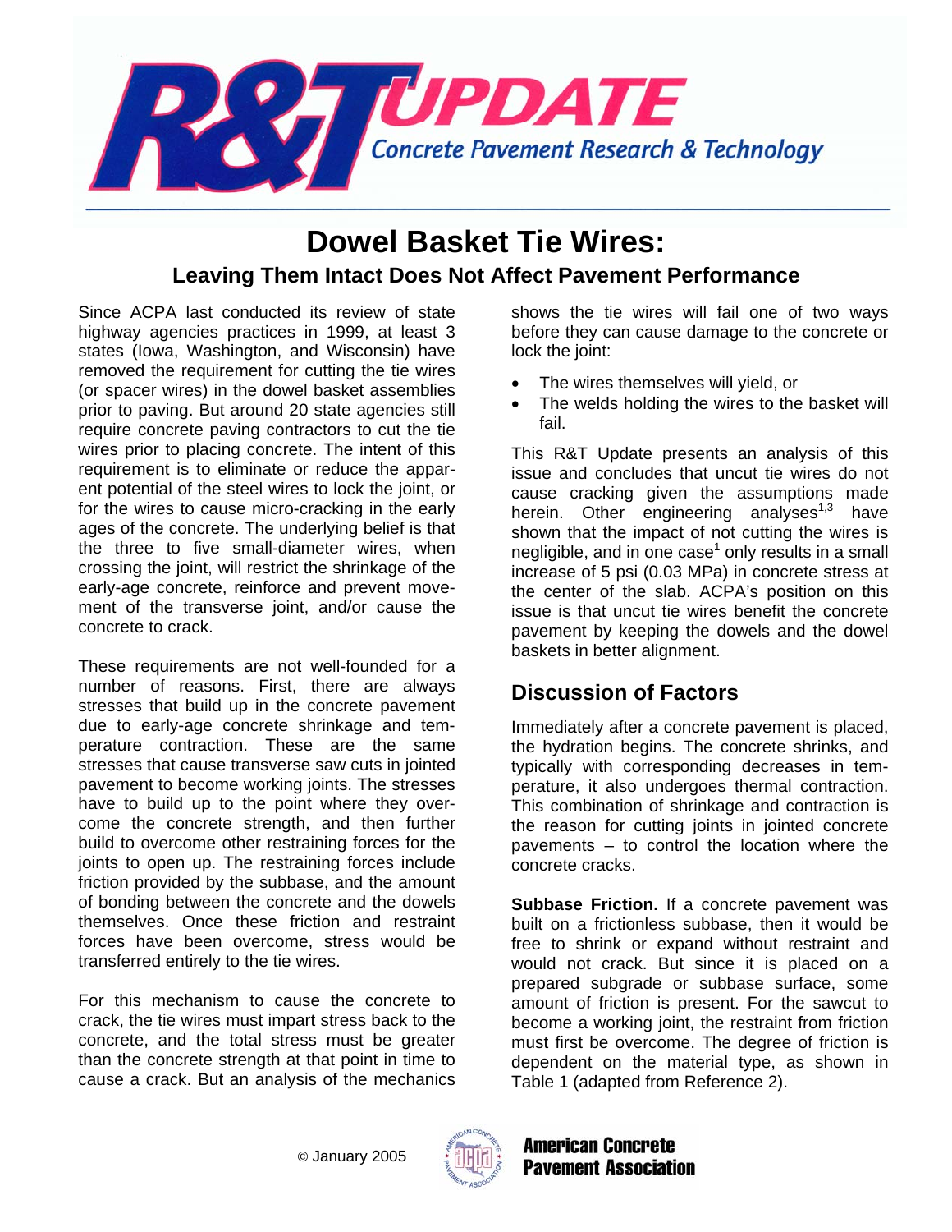# R&T UPDATE

Concrete Pavement Research & Technology

## Dowel Basket Tie Wires:

### Leaving Them Intact Does Not Affect Pavement Performance

Since ACPA last conducted its review of state highway agencies practices in 1999, at least 3 states (Iowa, Washington, and Wisconsin) have removed the requirement for cutting the tie wires (or spacer wires) in the dowel basket assemblies prior to paving. But around 20 state agencies still require concrete paving contractors to cut the tie wires prior to placing concrete. The intent of this requirement is to eliminate or reduce the apparent potential of the steel wires to lock the joint, or for the wires to cause micro-cracking in the early ages of the concrete. The underlying belief is that the three to five small-diameter wires, when crossing the joint, will restrict the shrinkage of the early-age concrete, reinforce and prevent movement of the transverse joint, and/or cause the concrete to crack.

These requirements are not well-founded for a number of reasons. First, there are always stresses that build up in the concrete pavement due to early-age concrete shrinkage and temperature contraction. These are the same stresses that cause transverse saw cuts in jointed pavement to become working joints. The stresses have to build up to the point where they overcome the concrete strength, and then further build to overcome other restraining forces for the joints to open up. The restraining forces include friction provided by the subbase, and the amount of bonding between the concrete and the dowels themselves. Once these friction and restraint forces have been overcome, stress would be transferred entirely to the tie wires.

For this mechanism to cause the concrete to crack, the tie wires must impart stress back to the concrete, and the total stress must be greater than the concrete strength at that point in time to cause a crack. But an analysis of the mechanics shows the tie wires will fail one of two ways before they can cause damage to the concrete or lock the joint:

- The wires themselves will yield, or
- The welds holding the wires to the basket will fail.

This R&T Update presents an analysis of this issue and concludes that uncut tie wires do not cause cracking given the assumptions made herein. Other engineering analyses[1,3] have shown that the impact of not cutting the wires is negligible, and in one case[1] only results in a small increase of 5 psi (0.03 MPa) in concrete stress at the center of the slab. ACPA's position on this issue is that uncut tie wires benefit the concrete pavement by keeping the dowels and the dowel baskets in better alignment.

## Discussion of Factors

Immediately after a concrete pavement is placed, the hydration begins. The concrete shrinks, and typically with corresponding decreases in temperature, it also undergoes thermal contraction. This combination of shrinkage and contraction is the reason for cutting joints in jointed concrete pavements – to control the location where the concrete cracks.

**Subbase Friction.** If a concrete pavement was built on a frictionless subbase, then it would be free to shrink or expand without restraint and would not crack. But since it is placed on a prepared subgrade or subbase surface, some amount of friction is present. For the sawcut to become a working joint, the restraint from friction must first be overcome. The degree of friction is dependent on the material type, as shown in Table 1 (adapted from Reference 2).

© January 2005

American Concrete Pavement Association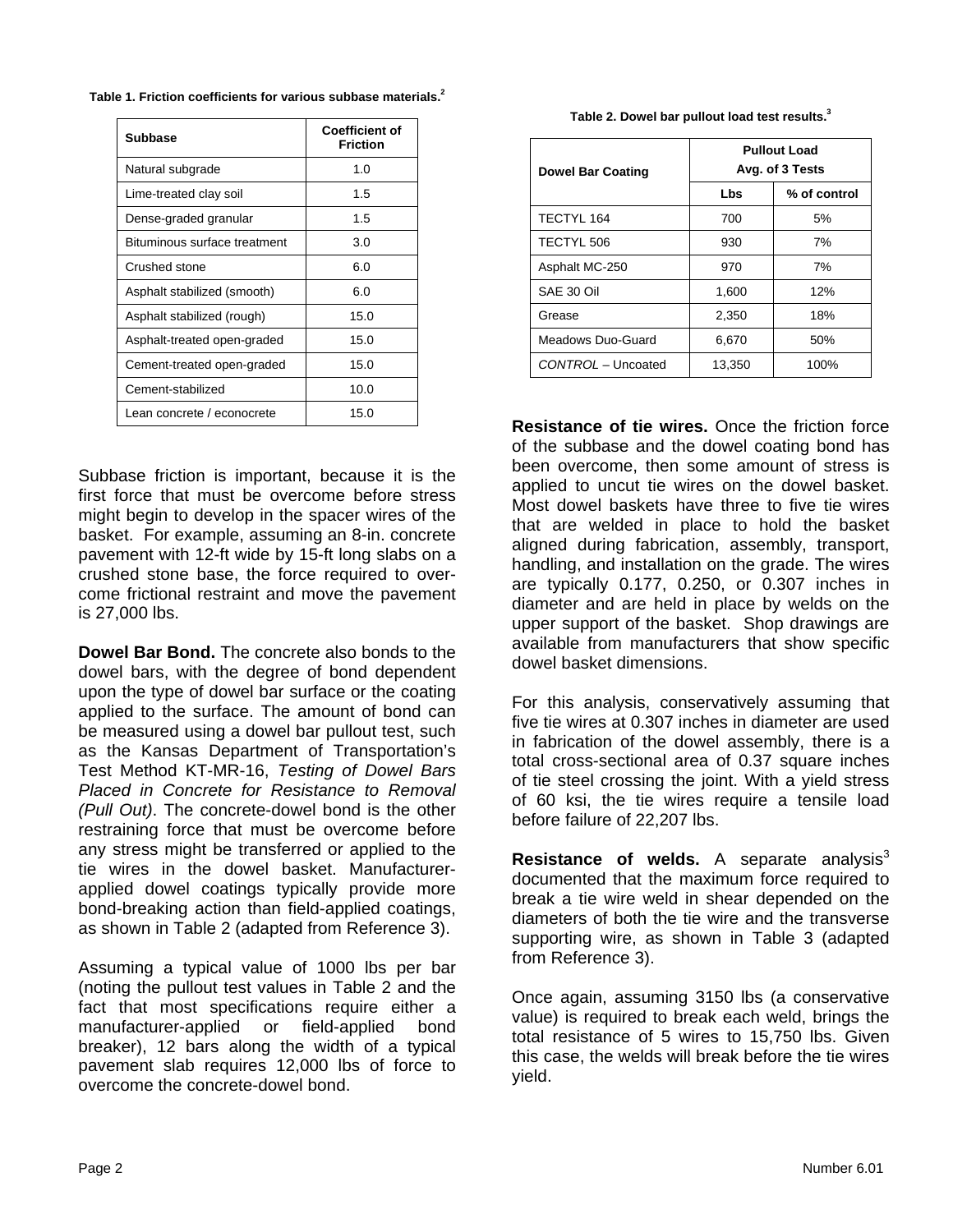**Table 1. Friction coefficients for various subbase materials.[2]**

| Subbase | Coefficient of Friction |
|---|---|
| Natural subgrade | 1.0 |
| Lime-treated clay soil | 1.5 |
| Dense-graded granular | 1.5 |
| Bituminous surface treatment | 3.0 |
| Crushed stone | 6.0 |
| Asphalt stabilized (smooth) | 6.0 |
| Asphalt stabilized (rough) | 15.0 |
| Asphalt-treated open-graded | 15.0 |
| Cement-treated open-graded | 15.0 |
| Cement-stabilized | 10.0 |
| Lean concrete / econocrete | 15.0 |

Subbase friction is important, because it is the first force that must be overcome before stress might begin to develop in the spacer wires of the basket. For example, assuming an 8-in. concrete pavement with 12-ft wide by 15-ft long slabs on a crushed stone base, the force required to overcome frictional restraint and move the pavement is 27,000 lbs.

**Dowel Bar Bond.** The concrete also bonds to the dowel bars, with the degree of bond dependent upon the type of dowel bar surface or the coating applied to the surface. The amount of bond can be measured using a dowel bar pullout test, such as the Kansas Department of Transportation's Test Method KT-MR-16, *Testing of Dowel Bars Placed in Concrete for Resistance to Removal (Pull Out)*. The concrete-dowel bond is the other restraining force that must be overcome before any stress might be transferred or applied to the tie wires in the dowel basket. Manufacturer-applied dowel coatings typically provide more bond-breaking action than field-applied coatings, as shown in Table 2 (adapted from Reference 3).

Assuming a typical value of 1000 lbs per bar (noting the pullout test values in Table 2 and the fact that most specifications require either a manufacturer-applied or field-applied bond breaker), 12 bars along the width of a typical pavement slab requires 12,000 lbs of force to overcome the concrete-dowel bond.

**Table 2. Dowel bar pullout load test results.[3]**

| Dowel Bar Coating | Pullout Load Avg. of 3 Tests | |
|---|---|---|
| | Lbs | % of control |
| TECTYL 164 | 700 | 5% |
| TECTYL 506 | 930 | 7% |
| Asphalt MC-250 | 970 | 7% |
| SAE 30 Oil | 1,600 | 12% |
| Grease | 2,350 | 18% |
| Meadows Duo-Guard | 6,670 | 50% |
| *CONTROL* – Uncoated | 13,350 | 100% |

**Resistance of tie wires.** Once the friction force of the subbase and the dowel coating bond has been overcome, then some amount of stress is applied to uncut tie wires on the dowel basket. Most dowel baskets have three to five tie wires that are welded in place to hold the basket aligned during fabrication, assembly, transport, handling, and installation on the grade. The wires are typically 0.177, 0.250, or 0.307 inches in diameter and are held in place by welds on the upper support of the basket. Shop drawings are available from manufacturers that show specific dowel basket dimensions.

For this analysis, conservatively assuming that five tie wires at 0.307 inches in diameter are used in fabrication of the dowel assembly, there is a total cross-sectional area of 0.37 square inches of tie steel crossing the joint. With a yield stress of 60 ksi, the tie wires require a tensile load before failure of 22,207 lbs.

**Resistance of welds.** A separate analysis[3] documented that the maximum force required to break a tie wire weld in shear depended on the diameters of both the tie wire and the transverse supporting wire, as shown in Table 3 (adapted from Reference 3).

Once again, assuming 3150 lbs (a conservative value) is required to break each weld, brings the total resistance of 5 wires to 15,750 lbs. Given this case, the welds will break before the tie wires yield.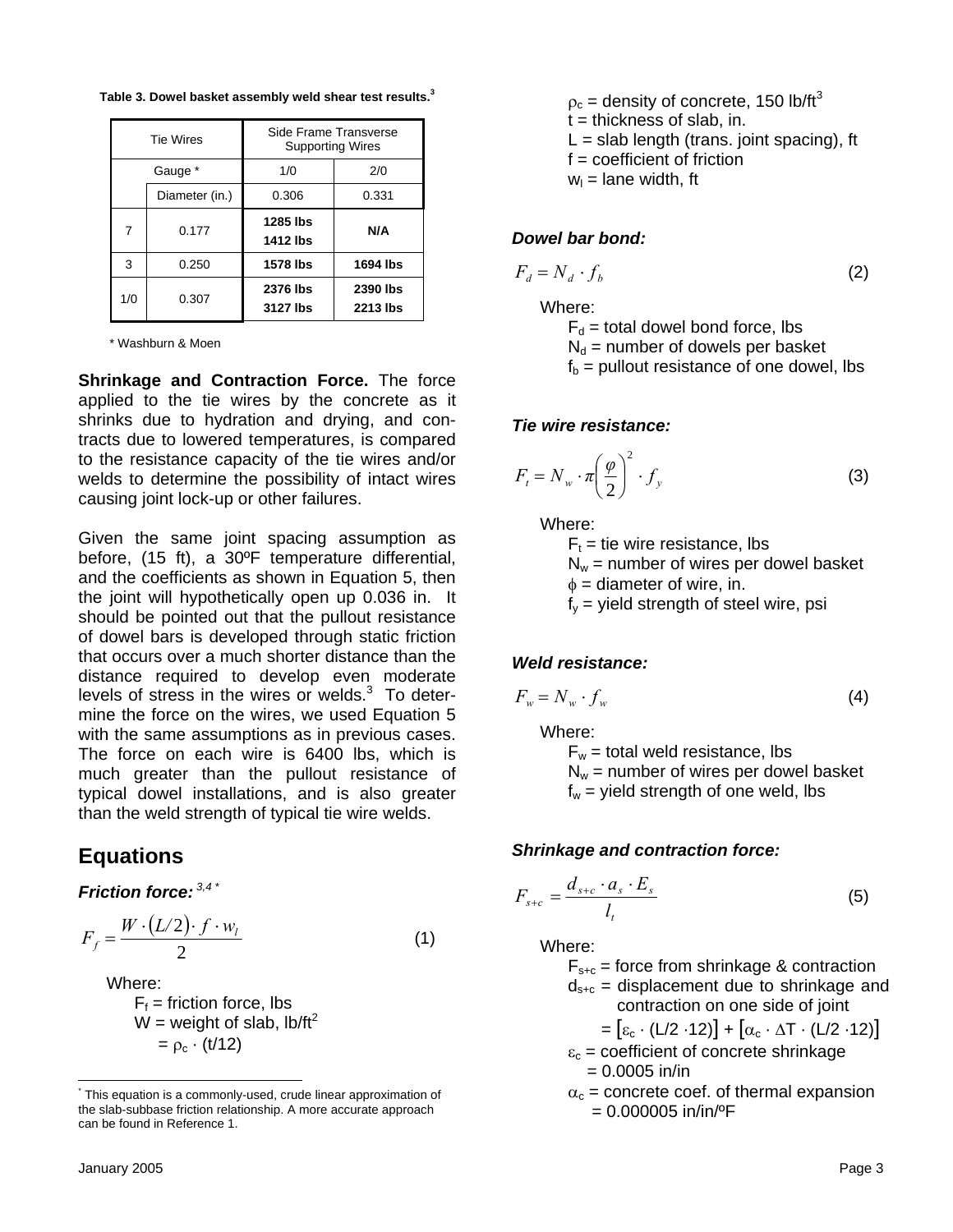**Table 3. Dowel basket assembly weld shear test results.**[3]

| Tie Wires | | Side Frame Transverse Supporting Wires | |
|---|---|---|---|
| Gauge * | | 1/0 | 2/0 |
| | Diameter (in.) | 0.306 | 0.331 |
| 7 | 0.177 | **1285 lbs** **1412 lbs** | **N/A** |
| 3 | 0.250 | **1578 lbs** | **1694 lbs** |
| 1/0 | 0.307 | **2376 lbs** **3127 lbs** | **2390 lbs** **2213 lbs** |

\* Washburn & Moen

**Shrinkage and Contraction Force.** The force applied to the tie wires by the concrete as it shrinks due to hydration and drying, and contracts due to lowered temperatures, is compared to the resistance capacity of the tie wires and/or welds to determine the possibility of intact wires causing joint lock-up or other failures.

Given the same joint spacing assumption as before, (15 ft), a 30ºF temperature differential, and the coefficients as shown in Equation 5, then the joint will hypothetically open up 0.036 in. It should be pointed out that the pullout resistance of dowel bars is developed through static friction that occurs over a much shorter distance than the distance required to develop even moderate levels of stress in the wires or welds.[3] To determine the force on the wires, we used Equation 5 with the same assumptions as in previous cases. The force on each wire is 6400 lbs, which is much greater than the pullout resistance of typical dowel installations, and is also greater than the weld strength of typical tie wire welds.

## Equations

***Friction force:*** [3,4 *]

$$F_f = \frac{W \cdot (L/2) \cdot f \cdot w_l}{2} \tag{1}$$

Where:

- $F_f$ = friction force, lbs
- $W$ = weight of slab, lb/ft$^2$
  - $= \rho_c \cdot (t/12)$
- $\rho_c$ = density of concrete, 150 lb/ft$^3$
- $t$ = thickness of slab, in.
- $L$ = slab length (trans. joint spacing), ft
- $f$ = coefficient of friction
- $w_l$ = lane width, ft

***Dowel bar bond:***

$$F_d = N_d \cdot f_b \tag{2}$$

Where:

- $F_d$ = total dowel bond force, lbs
- $N_d$ = number of dowels per basket
- $f_b$ = pullout resistance of one dowel, lbs

***Tie wire resistance:***

$$F_t = N_w \cdot \pi \left(\frac{\varphi}{2}\right)^2 \cdot f_y \tag{3}$$

Where:

- $F_t$ = tie wire resistance, lbs
- $N_w$ = number of wires per dowel basket
- $\phi$ = diameter of wire, in.
- $f_y$ = yield strength of steel wire, psi

***Weld resistance:***

$$F_w = N_w \cdot f_w \tag{4}$$

Where:

- $F_w$ = total weld resistance, lbs
- $N_w$ = number of wires per dowel basket
- $f_w$ = yield strength of one weld, lbs

***Shrinkage and contraction force:***

$$F_{s+c} = \frac{d_{s+c} \cdot a_s \cdot E_s}{l_t} \tag{5}$$

Where:

- $F_{s+c}$ = force from shrinkage & contraction
- $d_{s+c}$ = displacement due to shrinkage and contraction on one side of joint
  - $= [\varepsilon_c \cdot (L/2 \cdot 12)] + [\alpha_c \cdot \Delta T \cdot (L/2 \cdot 12)]$
- $\varepsilon_c$ = coefficient of concrete shrinkage
  - = 0.0005 in/in
- $\alpha_c$ = concrete coef. of thermal expansion
  - = 0.000005 in/in/ºF

\* This equation is a commonly-used, crude linear approximation of the slab-subbase friction relationship. A more accurate approach can be found in Reference 1.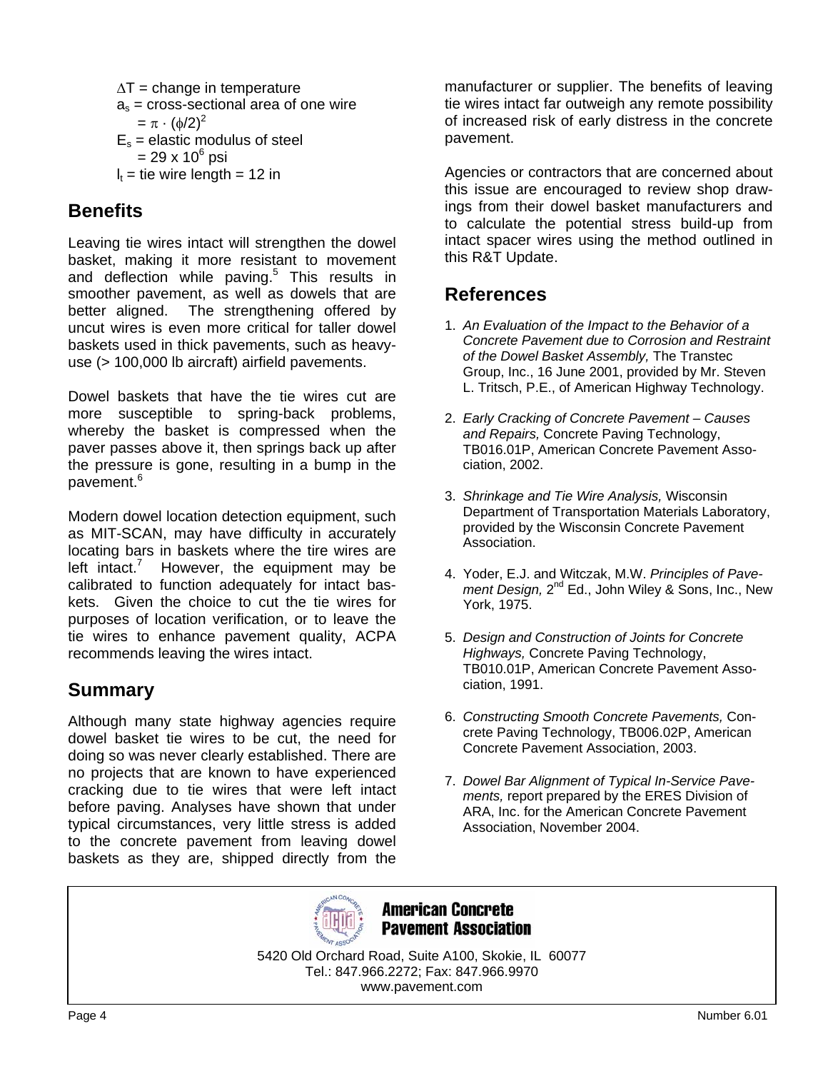$\Delta T$ = change in temperature
$a_s$ = cross-sectional area of one wire
$= \pi \cdot (\phi/2)^2$
$E_s$ = elastic modulus of steel
$= 29 \times 10^6$ psi
$l_t$ = tie wire length = 12 in

## Benefits

Leaving tie wires intact will strengthen the dowel basket, making it more resistant to movement and deflection while paving.[5] This results in smoother pavement, as well as dowels that are better aligned. The strengthening offered by uncut wires is even more critical for taller dowel baskets used in thick pavements, such as heavy-use (> 100,000 lb aircraft) airfield pavements.

Dowel baskets that have the tie wires cut are more susceptible to spring-back problems, whereby the basket is compressed when the paver passes above it, then springs back up after the pressure is gone, resulting in a bump in the pavement.[6]

Modern dowel location detection equipment, such as MIT-SCAN, may have difficulty in accurately locating bars in baskets where the tire wires are left intact.[7] However, the equipment may be calibrated to function adequately for intact baskets. Given the choice to cut the tie wires for purposes of location verification, or to leave the tie wires to enhance pavement quality, ACPA recommends leaving the wires intact.

## Summary

Although many state highway agencies require dowel basket tie wires to be cut, the need for doing so was never clearly established. There are no projects that are known to have experienced cracking due to tie wires that were left intact before paving. Analyses have shown that under typical circumstances, very little stress is added to the concrete pavement from leaving dowel baskets as they are, shipped directly from the manufacturer or supplier. The benefits of leaving tie wires intact far outweigh any remote possibility of increased risk of early distress in the concrete pavement.

Agencies or contractors that are concerned about this issue are encouraged to review shop drawings from their dowel basket manufacturers and to calculate the potential stress build-up from intact spacer wires using the method outlined in this R&T Update.

## References

1. *An Evaluation of the Impact to the Behavior of a Concrete Pavement due to Corrosion and Restraint of the Dowel Basket Assembly,* The Transtec Group, Inc., 16 June 2001, provided by Mr. Steven L. Tritsch, P.E., of American Highway Technology.
2. *Early Cracking of Concrete Pavement – Causes and Repairs,* Concrete Paving Technology, TB016.01P, American Concrete Pavement Association, 2002.
3. *Shrinkage and Tie Wire Analysis,* Wisconsin Department of Transportation Materials Laboratory, provided by the Wisconsin Concrete Pavement Association.
4. Yoder, E.J. and Witczak, M.W. *Principles of Pavement Design,* 2nd Ed., John Wiley & Sons, Inc., New York, 1975.
5. *Design and Construction of Joints for Concrete Highways,* Concrete Paving Technology, TB010.01P, American Concrete Pavement Association, 1991.
6. *Constructing Smooth Concrete Pavements,* Concrete Paving Technology, TB006.02P, American Concrete Pavement Association, 2003.
7. *Dowel Bar Alignment of Typical In-Service Pavements,* report prepared by the ERES Division of ARA, Inc. for the American Concrete Pavement Association, November 2004.

**American Concrete Pavement Association**

5420 Old Orchard Road, Suite A100, Skokie, IL 60077
Tel.: 847.966.2272; Fax: 847.966.9970
www.pavement.com